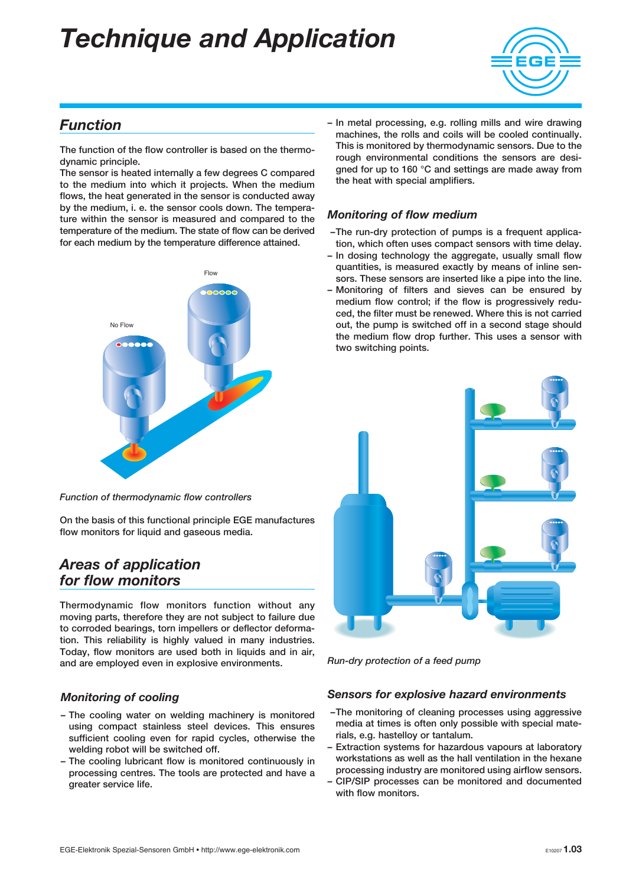# Technique and Application

## Function

The function of the flow controller is based on the thermodynamic principle.
The sensor is heated internally a few degrees C compared to the medium into which it projects. When the medium flows, the heat generated in the sensor is conducted away by the medium, i. e. the sensor cools down. The temperature within the sensor is measured and compared to the temperature of the medium. The state of flow can be derived for each medium by the temperature difference attained.

*Function of thermodynamic flow controllers*

On the basis of this functional principle EGE manufactures flow monitors for liquid and gaseous media.

## Areas of application for flow monitors

Thermodynamic flow monitors function without any moving parts, therefore they are not subject to failure due to corroded bearings, torn impellers or deflector deformation. This reliability is highly valued in many industries. Today, flow monitors are used both in liquids and in air, and are employed even in explosive environments.

### Monitoring of cooling

- The cooling water on welding machinery is monitored using compact stainless steel devices. This ensures sufficient cooling even for rapid cycles, otherwise the welding robot will be switched off.
- The cooling lubricant flow is monitored continuously in processing centres. The tools are protected and have a greater service life.
- In metal processing, e.g. rolling mills and wire drawing machines, the rolls and coils will be cooled continually. This is monitored by thermodynamic sensors. Due to the rough environmental conditions the sensors are designed for up to 160 °C and settings are made away from the heat with special amplifiers.

### Monitoring of flow medium

- The run-dry protection of pumps is a frequent application, which often uses compact sensors with time delay.
- In dosing technology the aggregate, usually small flow quantities, is measured exactly by means of inline sensors. These sensors are inserted like a pipe into the line.
- Monitoring of filters and sieves can be ensured by medium flow control; if the flow is progressively reduced, the filter must be renewed. Where this is not carried out, the pump is switched off in a second stage should the medium flow drop further. This uses a sensor with two switching points.

*Run-dry protection of a feed pump*

### Sensors for explosive hazard environments

- The monitoring of cleaning processes using aggressive media at times is often only possible with special materials, e.g. hastelloy or tantalum.
- Extraction systems for hazardous vapours at laboratory workstations as well as the hall ventilation in the hexane processing industry are monitored using airflow sensors.
- CIP/SIP processes can be monitored and documented with flow monitors.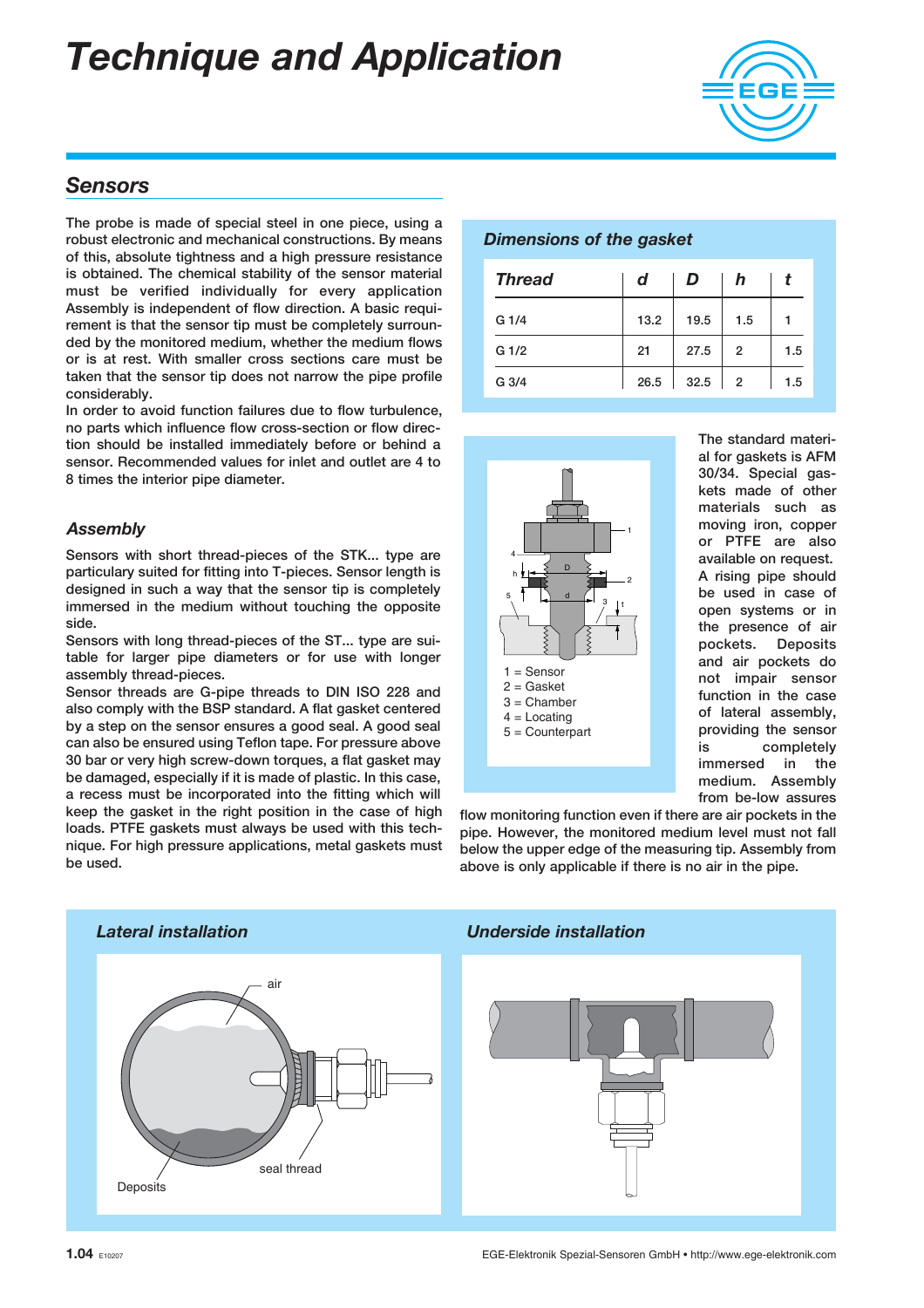# Technique and Application

## Sensors

The probe is made of special steel in one piece, using a robust electronic and mechanical constructions. By means of this, absolute tightness and a high pressure resistance is obtained. The chemical stability of the sensor material must be verified individually for every application Assembly is independent of flow direction. A basic requirement is that the sensor tip must be completely surrounded by the monitored medium, whether the medium flows or is at rest. With smaller cross sections care must be taken that the sensor tip does not narrow the pipe profile considerably.
In order to avoid function failures due to flow turbulence, no parts which influence flow cross-section or flow direction should be installed immediately before or behind a sensor. Recommended values for inlet and outlet are 4 to 8 times the interior pipe diameter.

### Assembly

Sensors with short thread-pieces of the STK... type are particulary suited for fitting into T-pieces. Sensor length is designed in such a way that the sensor tip is completely immersed in the medium without touching the opposite side.
Sensors with long thread-pieces of the ST... type are suitable for larger pipe diameters or for use with longer assembly thread-pieces.
Sensor threads are G-pipe threads to DIN ISO 228 and also comply with the BSP standard. A flat gasket centered by a step on the sensor ensures a good seal. A good seal can also be ensured using Teflon tape. For pressure above 30 bar or very high screw-down torques, a flat gasket may be damaged, especially if it is made of plastic. In this case, a recess must be incorporated into the fitting which will keep the gasket in the right position in the case of high loads. PTFE gaskets must always be used with this technique. For high pressure applications, metal gaskets must be used.

### Dimensions of the gasket

| Thread | d | D | h | t |
|---|---|---|---|---|
| G 1/4 | 13.2 | 19.5 | 1.5 | 1 |
| G 1/2 | 21 | 27.5 | 2 | 1.5 |
| G 3/4 | 26.5 | 32.5 | 2 | 1.5 |

1 = Sensor
2 = Gasket
3 = Chamber
4 = Locating
5 = Counterpart

The standard material for gaskets is AFM 30/34. Special gaskets made of other materials such as moving iron, copper or PTFE are also available on request.
A rising pipe should be used in case of open systems or in the presence of air pockets. Deposits and air pockets do not impair sensor function in the case of lateral assembly, providing the sensor is completely immersed in the medium. Assembly from be-low assures flow monitoring function even if there are air pockets in the pipe. However, the monitored medium level must not fall below the upper edge of the measuring tip. Assembly from above is only applicable if there is no air in the pipe.

### Lateral installation

air

seal thread

Deposits

### Underside installation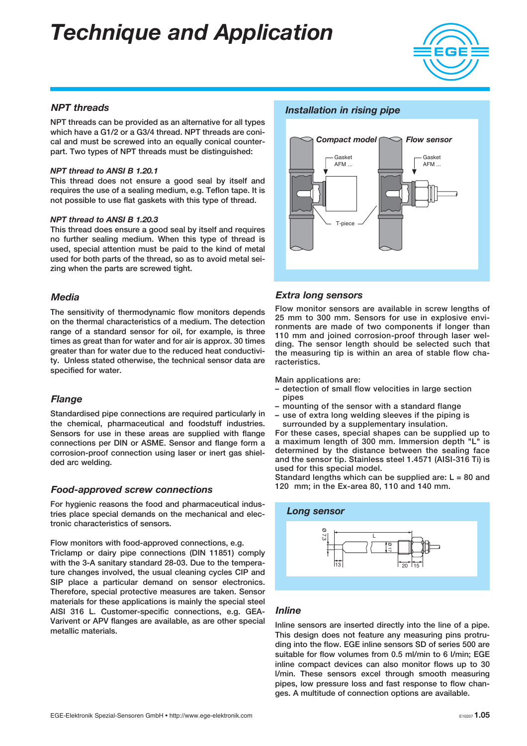# Technique and Application

## NPT threads

NPT threads can be provided as an alternative for all types which have a G1/2 or a G3/4 thread. NPT threads are conical and must be screwed into an equally conical counterpart. Two types of NPT threads must be distinguished:

### NPT thread to ANSI B 1.20.1

This thread does not ensure a good seal by itself and requires the use of a sealing medium, e.g. Teflon tape. It is not possible to use flat gaskets with this type of thread.

### NPT thread to ANSI B 1.20.3

This thread does ensure a good seal by itself and requires no further sealing medium. When this type of thread is used, special attention must be paid to the kind of metal used for both parts of the thread, so as to avoid metal seizing when the parts are screwed tight.

## Media

The sensitivity of thermodynamic flow monitors depends on the thermal characteristics of a medium. The detection range of a standard sensor for oil, for example, is three times as great than for water and for air is approx. 30 times greater than for water due to the reduced heat conductivity. Unless stated otherwise, the technical sensor data are specified for water.

## Flange

Standardised pipe connections are required particularly in the chemical, pharmaceutical and foodstuff industries. Sensors for use in these areas are supplied with flange connections per DIN or ASME. Sensor and flange form a corrosion-proof connection using laser or inert gas shielded arc welding.

## Food-approved screw connections

For hygienic reasons the food and pharmaceutical industries place special demands on the mechanical and electronic characteristics of sensors.

Flow monitors with food-approved connections, e.g. Triclamp or dairy pipe connections (DIN 11851) comply with the 3-A sanitary standard 28-03. Due to the temperature changes involved, the usual cleaning cycles CIP and SIP place a particular demand on sensor electronics. Therefore, special protective measures are taken. Sensor materials for these applications is mainly the special steel AISI 316 L. Customer-specific connections, e.g. GEA-Varivent or APV flanges are available, as are other special metallic materials.

## Installation in rising pipe

Compact model — Flow sensor

Gasket AFM ... — Gasket AFM ...

T-piece

## Extra long sensors

Flow monitor sensors are available in screw lengths of 25 mm to 300 mm. Sensors for use in explosive environments are made of two components if longer than 110 mm and joined corrosion-proof through laser welding. The sensor length should be selected such that the measuring tip is within an area of stable flow characteristics.

Main applications are:

- detection of small flow velocities in large section pipes
- mounting of the sensor with a standard flange
- use of extra long welding sleeves if the piping is surrounded by a supplementary insulation.

For these cases, special shapes can be supplied up to a maximum length of 300 mm. Immersion depth "L" is determined by the distance between the sealing face and the sensor tip. Stainless steel 1.4571 (AISI-316 Ti) is used for this special model.

Standard lengths which can be supplied are: L = 80 and 120 mm; in the Ex-area 80, 110 and 140 mm.

## Long sensor

Ø 7.3 — L — Ø 17 — 13 — 20 — 15

## Inline

Inline sensors are inserted directly into the line of a pipe. This design does not feature any measuring pins protruding into the flow. EGE inline sensors SD of series 500 are suitable for flow volumes from 0.5 ml/min to 6 l/min; EGE inline compact devices can also monitor flows up to 30 l/min. These sensors excel through smooth measuring pipes, low pressure loss and fast response to flow changes. A multitude of connection options are available.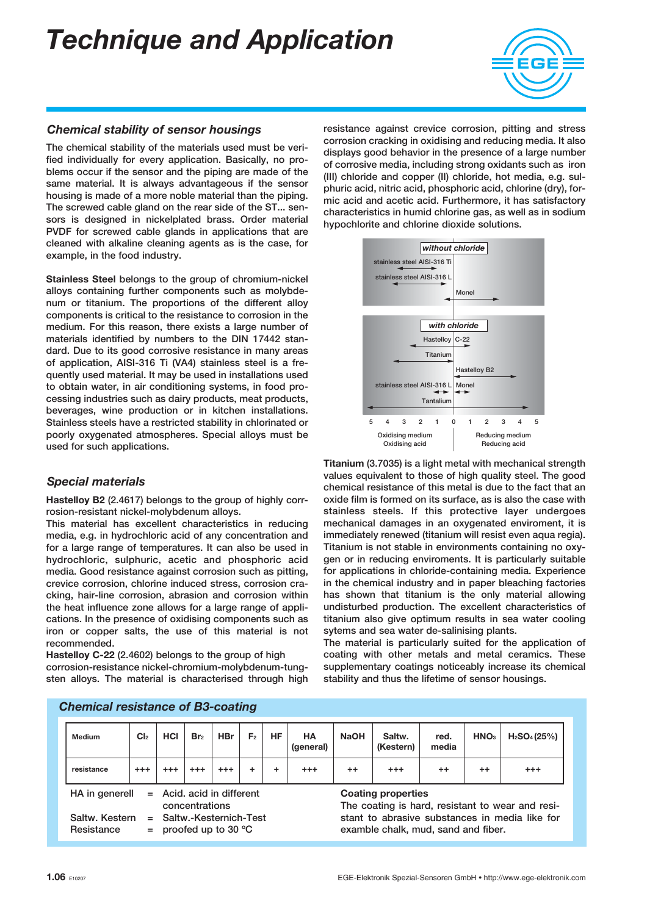# Technique and Application

## Chemical stability of sensor housings

The chemical stability of the materials used must be verified individually for every application. Basically, no problems occur if the sensor and the piping are made of the same material. It is always advantageous if the sensor housing is made of a more noble material than the piping. The screwed cable gland on the rear side of the ST... sensors is designed in nickelplated brass. Order material PVDF for screwed cable glands in applications that are cleaned with alkaline cleaning agents as is the case, for example, in the food industry.

**Stainless Steel** belongs to the group of chromium-nickel alloys containing further components such as molybdenum or titanium. The proportions of the different alloy components is critical to the resistance to corrosion in the medium. For this reason, there exists a large number of materials identified by numbers to the DIN 17442 standard. Due to its good corrosive resistance in many areas of application, AISI-316 Ti (VA4) stainless steel is a frequently used material. It may be used in installations used to obtain water, in air conditioning systems, in food processing industries such as dairy products, meat products, beverages, wine production or in kitchen installations. Stainless steels have a restricted stability in chlorinated or poorly oxygenated atmospheres. Special alloys must be used for such applications.

## Special materials

**Hastelloy B2** (2.4617) belongs to the group of highly corrosion-resistant nickel-molybdenum alloys.
This material has excellent characteristics in reducing media, e.g. in hydrochloric acid of any concentration and for a large range of temperatures. It can also be used in hydrochloric, sulphuric, acetic and phosphoric acid media. Good resistance against corrosion such as pitting, crevice corrosion, chlorine induced stress, corrosion cracking, hair-line corrosion, abrasion and corrosion within the heat influence zone allows for a large range of applications. In the presence of oxidising components such as iron or copper salts, the use of this material is not recommended.
**Hastelloy C-22** (2.4602) belongs to the group of high corrosion-resistance nickel-chromium-molybdenum-tungsten alloys. The material is characterised through high resistance against crevice corrosion, pitting and stress corrosion cracking in oxidising and reducing media. It also displays good behavior in the presence of a large number of corrosive media, including strong oxidants such as iron (III) chloride and copper (II) chloride, hot media, e.g. sulphuric acid, nitric acid, phosphoric acid, chlorine (dry), formic acid and acetic acid. Furthermore, it has satisfactory characteristics in humid chlorine gas, as well as in sodium hypochlorite and chlorine dioxide solutions.

*without chloride*: stainless steel AISI-316 Ti; stainless steel AISI-316 L; Monel

*with chloride*: Hastelloy C-22; Titanium; Hastelloy B2; stainless steel AISI-316 L; Monel; Tantalium

5 4 3 2 1 0 1 2 3 4 5

Oxidising medium / Oxidising acid — Reducing medium / Reducing acid

**Titanium** (3.7035) is a light metal with mechanical strength values equivalent to those of high quality steel. The good chemical resistance of this metal is due to the fact that an oxide film is formed on its surface, as is also the case with stainless steels. If this protective layer undergoes mechanical damages in an oxygenated enviroment, it is immediately renewed (titanium will resist even aqua regia). Titanium is not stable in environments containing no oxygen or in reducing enviroments. It is particularly suitable for applications in chloride-containing media. Experience in the chemical industry and in paper bleaching factories has shown that titanium is the only material allowing undisturbed production. The excellent characteristics of titanium also give optimum results in sea water cooling sytems and sea water de-salinising plants.
The material is particularly suited for the application of coating with other metals and metal ceramics. These supplementary coatings noticeably increase its chemical stability and thus the lifetime of sensor housings.

## Chemical resistance of B3-coating

| Medium | $Cl_2$ | HCl | $Br_2$ | HBr | $F_2$ | HF | HA (general) | NaOH | Saltw. (Kestern) | red. media | $HNO_3$ | $H_2SO_4$ (25%) |
|---|---|---|---|---|---|---|---|---|---|---|---|---|
| resistance | +++ | +++ | +++ | +++ | + | + | +++ | ++ | +++ | ++ | ++ | +++ |

HA in generell = Acid. acid in different concentrations
Saltw. Kestern = Saltw.-Kesternich-Test
Resistance = proofed up to 30 °C

**Coating properties**
The coating is hard, resistant to wear and resistant to abrasive substances in media like for examble chalk, mud, sand and fiber.

EGE-Elektronik Spezial-Sensoren GmbH • http://www.ege-elektronik.com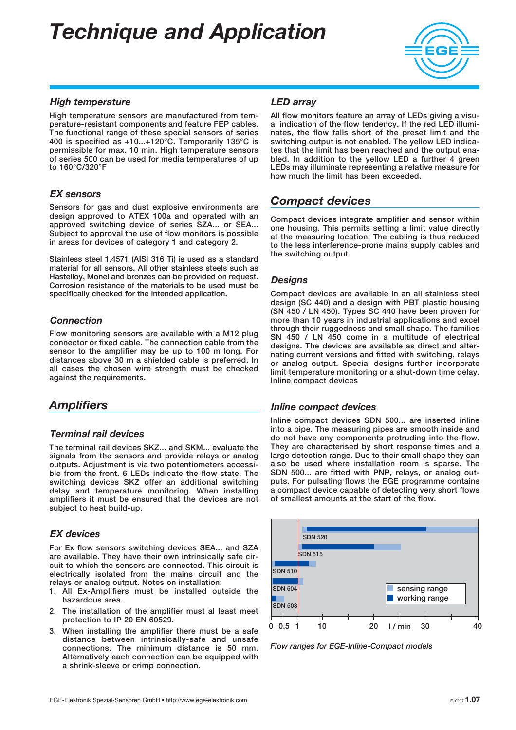# Technique and Application

### High temperature

High temperature sensors are manufactured from temperature-resistant components and feature FEP cables. The functional range of these special sensors of series 400 is specified as +10...+120°C. Temporarily 135°C is permissible for max. 10 min. High temperature sensors of series 500 can be used for media temperatures of up to 160°C/320°F

### EX sensors

Sensors for gas and dust explosive environments are design approved to ATEX 100a and operated with an approved switching device of series SZA... or SEA... Subject to approval the use of flow monitors is possible in areas for devices of category 1 and category 2.

Stainless steel 1.4571 (AISI 316 Ti) is used as a standard material for all sensors. All other stainless steels such as Hastelloy, Monel and bronzes can be provided on request. Corrosion resistance of the materials to be used must be specifically checked for the intended application.

### Connection

Flow monitoring sensors are available with a M12 plug connector or fixed cable. The connection cable from the sensor to the amplifier may be up to 100 m long. For distances above 30 m a shielded cable is preferred. In all cases the chosen wire strength must be checked against the requirements.

## Amplifiers

### Terminal rail devices

The terminal rail devices SKZ... and SKM... evaluate the signals from the sensors and provide relays or analog outputs. Adjustment is via two potentiometers accessible from the front. 6 LEDs indicate the flow state. The switching devices SKZ offer an additional switching delay and temperature monitoring. When installing amplifiers it must be ensured that the devices are not subject to heat build-up.

### EX devices

For Ex flow sensors switching devices SEA... and SZA are available. They have their own intrinsically safe circuit to which the sensors are connected. This circuit is electrically isolated from the mains circuit and the relays or analog output. Notes on installation:

1. All Ex-Amplifiers must be installed outside the hazardous area.
2. The installation of the amplifier must al least meet protection to IP 20 EN 60529.
3. When installing the amplifier there must be a safe distance between intrinsically-safe and unsafe connections. The minimum distance is 50 mm. Alternatively each connection can be equipped with a shrink-sleeve or crimp connection.

### LED array

All flow monitors feature an array of LEDs giving a visual indication of the flow tendency. If the red LED illuminates, the flow falls short of the preset limit and the switching output is not enabled. The yellow LED indicates that the limit has been reached and the output enabled. In addition to the yellow LED a further 4 green LEDs may illuminate representing a relative measure for how much the limit has been exceeded.

## Compact devices

Compact devices integrate amplifier and sensor within one housing. This permits setting a limit value directly at the measuring location. The cabling is thus reduced to the less interference-prone mains supply cables and the switching output.

### Designs

Compact devices are available in an all stainless steel design (SC 440) and a design with PBT plastic housing (SN 450 / LN 450). Types SC 440 have been proven for more than 10 years in industrial applications and excel through their ruggedness and small shape. The families SN 450 / LN 450 come in a multitude of electrical designs. The devices are available as direct and alternating current versions and fitted with switching, relays or analog output. Special designs further incorporate limit temperature monitoring or a shut-down time delay. Inline compact devices

### Inline compact devices

Inline compact devices SDN 500... are inserted inline into a pipe. The measuring pipes are smooth inside and do not have any components protruding into the flow. They are characterised by short response times and a large detection range. Due to their small shape they can also be used where installation room is sparse. The SDN 500... are fitted with PNP, relays, or analog outputs. For pulsating flows the EGE programme contains a compact device capable of detecting very short flows of smallest amounts at the start of the flow.

*Flow ranges for EGE-Inline-Compact models*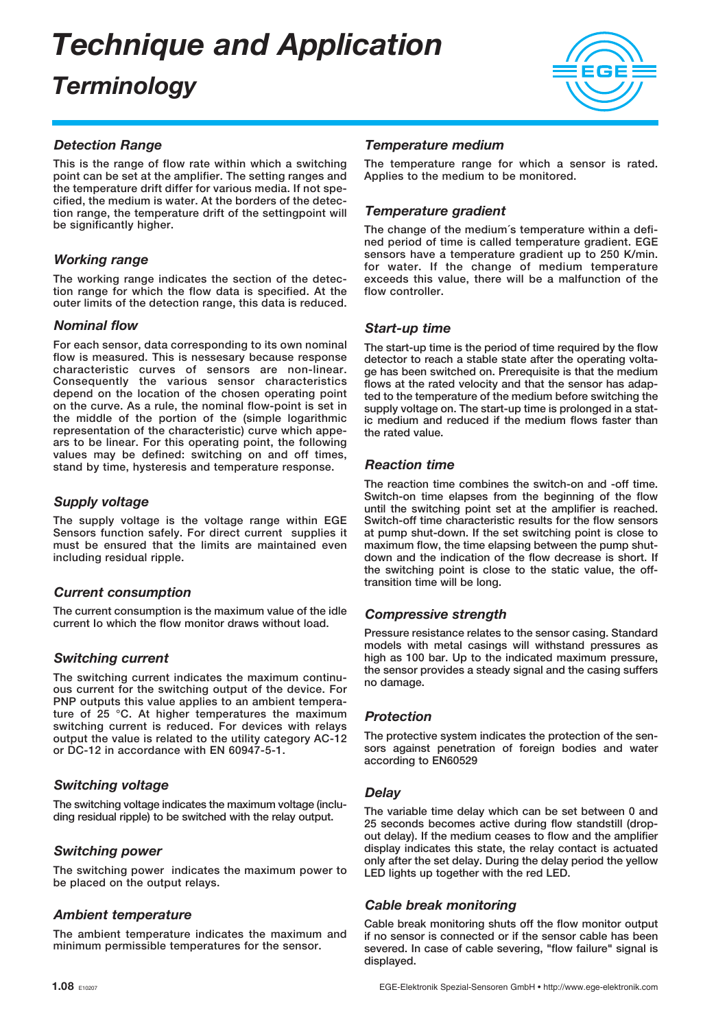# Technique and Application

## Terminology

### Detection Range

This is the range of flow rate within which a switching point can be set at the amplifier. The setting ranges and the temperature drift differ for various media. If not specified, the medium is water. At the borders of the detection range, the temperature drift of the settingpoint will be significantly higher.

### Working range

The working range indicates the section of the detection range for which the flow data is specified. At the outer limits of the detection range, this data is reduced.

### Nominal flow

For each sensor, data corresponding to its own nominal flow is measured. This is nessesary because response characteristic curves of sensors are non-linear. Consequently the various sensor characteristics depend on the location of the chosen operating point on the curve. As a rule, the nominal flow-point is set in the middle of the portion of the (simple logarithmic representation of the characteristic) curve which appears to be linear. For this operating point, the following values may be defined: switching on and off times, stand by time, hysteresis and temperature response.

### Supply voltage

The supply voltage is the voltage range within EGE Sensors function safely. For direct current supplies it must be ensured that the limits are maintained even including residual ripple.

### Current consumption

The current consumption is the maximum value of the idle current Io which the flow monitor draws without load.

### Switching current

The switching current indicates the maximum continuous current for the switching output of the device. For PNP outputs this value applies to an ambient temperature of 25 °C. At higher temperatures the maximum switching current is reduced. For devices with relays output the value is related to the utility category AC-12 or DC-12 in accordance with EN 60947-5-1.

### Switching voltage

The switching voltage indicates the maximum voltage (including residual ripple) to be switched with the relay output.

### Switching power

The switching power indicates the maximum power to be placed on the output relays.

### Ambient temperature

The ambient temperature indicates the maximum and minimum permissible temperatures for the sensor.

### Temperature medium

The temperature range for which a sensor is rated. Applies to the medium to be monitored.

### Temperature gradient

The change of the medium´s temperature within a defined period of time is called temperature gradient. EGE sensors have a temperature gradient up to 250 K/min. for water. If the change of medium temperature exceeds this value, there will be a malfunction of the flow controller.

### Start-up time

The start-up time is the period of time required by the flow detector to reach a stable state after the operating voltage has been switched on. Prerequisite is that the medium flows at the rated velocity and that the sensor has adapted to the temperature of the medium before switching the supply voltage on. The start-up time is prolonged in a static medium and reduced if the medium flows faster than the rated value.

### Reaction time

The reaction time combines the switch-on and -off time. Switch-on time elapses from the beginning of the flow until the switching point set at the amplifier is reached. Switch-off time characteristic results for the flow sensors at pump shut-down. If the set switching point is close to maximum flow, the time elapsing between the pump shutdown and the indication of the flow decrease is short. If the switching point is close to the static value, the off-transition time will be long.

### Compressive strength

Pressure resistance relates to the sensor casing. Standard models with metal casings will withstand pressures as high as 100 bar. Up to the indicated maximum pressure, the sensor provides a steady signal and the casing suffers no damage.

### Protection

The protective system indicates the protection of the sensors against penetration of foreign bodies and water according to EN60529

### Delay

The variable time delay which can be set between 0 and 25 seconds becomes active during flow standstill (drop-out delay). If the medium ceases to flow and the amplifier display indicates this state, the relay contact is actuated only after the set delay. During the delay period the yellow LED lights up together with the red LED.

### Cable break monitoring

Cable break monitoring shuts off the flow monitor output if no sensor is connected or if the sensor cable has been severed. In case of cable severing, "flow failure" signal is displayed.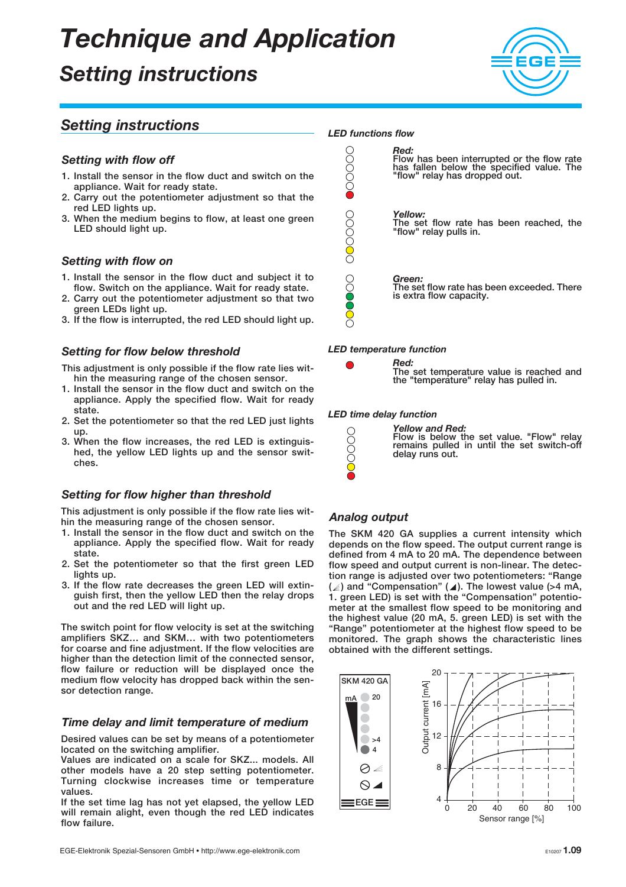# Technique and Application

## Setting instructions

## Setting instructions

### Setting with flow off

1. Install the sensor in the flow duct and switch on the appliance. Wait for ready state.
2. Carry out the potentiometer adjustment so that the red LED lights up.
3. When the medium begins to flow, at least one green LED should light up.

### Setting with flow on

1. Install the sensor in the flow duct and subject it to flow. Switch on the appliance. Wait for ready state.
2. Carry out the potentiometer adjustment so that two green LEDs light up.
3. If the flow is interrupted, the red LED should light up.

### Setting for flow below threshold

This adjustment is only possible if the flow rate lies within the measuring range of the chosen sensor.

1. Install the sensor in the flow duct and switch on the appliance. Apply the specified flow. Wait for ready state.
2. Set the potentiometer so that the red LED just lights up.
3. When the flow increases, the red LED is extinguished, the yellow LED lights up and the sensor switches.

### Setting for flow higher than threshold

This adjustment is only possible if the flow rate lies within the measuring range of the chosen sensor.

1. Install the sensor in the flow duct and switch on the appliance. Apply the specified flow. Wait for ready state.
2. Set the potentiometer so that the first green LED lights up.
3. If the flow rate decreases the green LED will extinguish first, then the yellow LED then the relay drops out and the red LED will light up.

The switch point for flow velocity is set at the switching amplifiers SKZ... and SKM... with two potentiometers for coarse and fine adjustment. If the flow velocities are higher than the detection limit of the connected sensor, flow failure or reduction will be displayed once the medium flow velocity has dropped back within the sensor detection range.

### Time delay and limit temperature of medium

Desired values can be set by means of a potentiometer located on the switching amplifier.
Values are indicated on a scale for SKZ... models. All other models have a 20 step setting potentiometer. Turning clockwise increases time or temperature values.
If the set time lag has not yet elapsed, the yellow LED will remain alight, even though the red LED indicates flow failure.

### LED functions flow

***Red:***
Flow has been interrupted or the flow rate has fallen below the specified value. The "flow" relay has dropped out.

***Yellow:***
The set flow rate has been reached, the "flow" relay pulls in.

***Green:***
The set flow rate has been exceeded. There is extra flow capacity.

### LED temperature function

***Red:***
The set temperature value is reached and the "temperature" relay has pulled in.

### LED time delay function

***Yellow and Red:***
Flow is below the set value. "Flow" relay remains pulled in until the set switch-off delay runs out.

### Analog output

The SKM 420 GA supplies a current intensity which depends on the flow speed. The output current range is defined from 4 mA to 20 mA. The dependence between flow speed and output current is non-linear. The detection range is adjusted over two potentiometers: "Range (◿) and "Compensation" (◢). The lowest value (>4 mA, 1. green LED) is set with the "Compensation" potentiometer at the smallest flow speed to be monitoring and the highest value (20 mA, 5. green LED) is set with the "Range" potentiometer at the highest flow speed to be monitored. The graph shows the characteristic lines obtained with the different settings.

SKM 420 GA — mA: 20, >4, 4

Output current [mA] vs. Sensor range [%]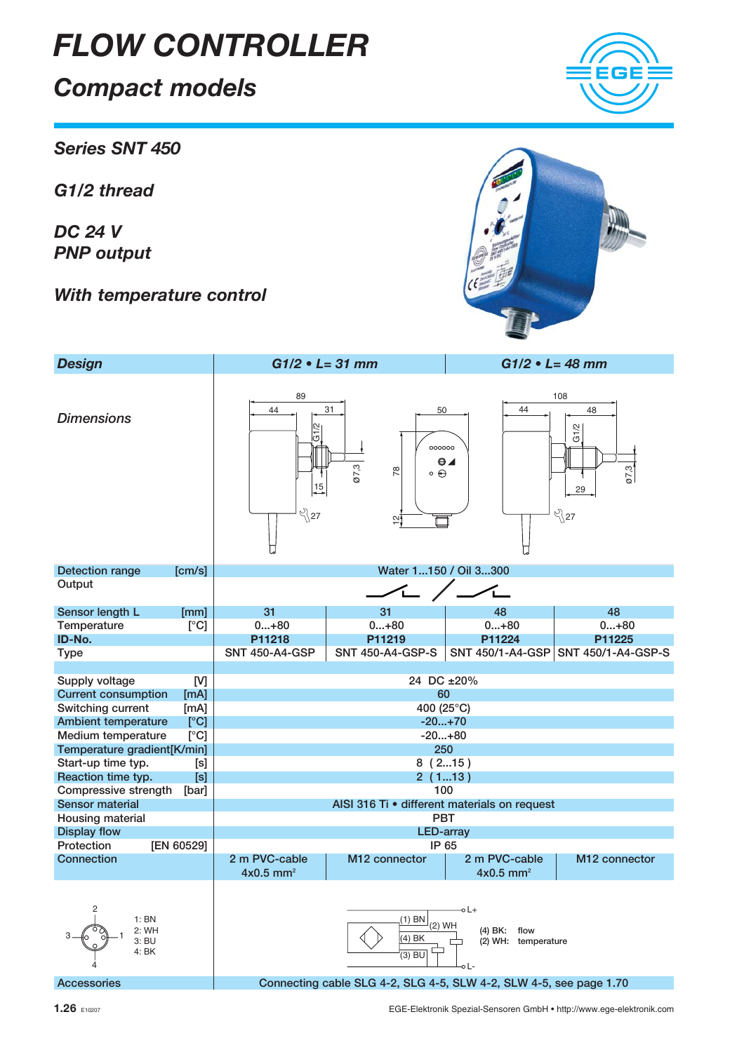# FLOW CONTROLLER

## Compact models

### Series SNT 450

### G1/2 thread

### DC 24 V
### PNP output

### With temperature control

| Design | G1/2 • L= 31 mm | | G1/2 • L= 48 mm | |
|---|---|---|---|---|
| Dimensions | | | | |
| Detection range [cm/s] | Water 1...150 / Oil 3...300 | | | |
| Output | | | | |
| Sensor length L [mm] | 31 | 31 | 48 | 48 |
| Temperature [°C] | 0...+80 | 0...+80 | 0...+80 | 0...+80 |
| ID-No. | P11218 | P11219 | P11224 | P11225 |
| Type | SNT 450-A4-GSP | SNT 450-A4-GSP-S | SNT 450/1-A4-GSP | SNT 450/1-A4-GSP-S |
| Supply voltage [V] | 24 DC ±20% | | | |
| Current consumption [mA] | 60 | | | |
| Switching current [mA] | 400 (25°C) | | | |
| Ambient temperature [°C] | -20...+70 | | | |
| Medium temperature [°C] | -20...+80 | | | |
| Temperature gradient [K/min] | 250 | | | |
| Start-up time typ. [s] | 8 ( 2...15 ) | | | |
| Reaction time typ. [s] | 2 ( 1...13 ) | | | |
| Compressive strength [bar] | 100 | | | |
| Sensor material | AISI 316 Ti • different materials on request | | | |
| Housing material | PBT | | | |
| Display flow | LED-array | | | |
| Protection [EN 60529] | IP 65 | | | |
| Connection | 2 m PVC-cable 4x0.5 mm² | M12 connector | 2 m PVC-cable 4x0.5 mm² | M12 connector |

1: BN
2: WH
3: BU
4: BK

(1) BN — L+
(2) WH
(4) BK
(3) BU — L-

(4) BK: flow
(2) WH: temperature

| Accessories | Connecting cable SLG 4-2, SLG 4-5, SLW 4-2, SLW 4-5, see page 1.70 |
|---|---|

EGE-Elektronik Spezial-Sensoren GmbH • http://www.ege-elektronik.com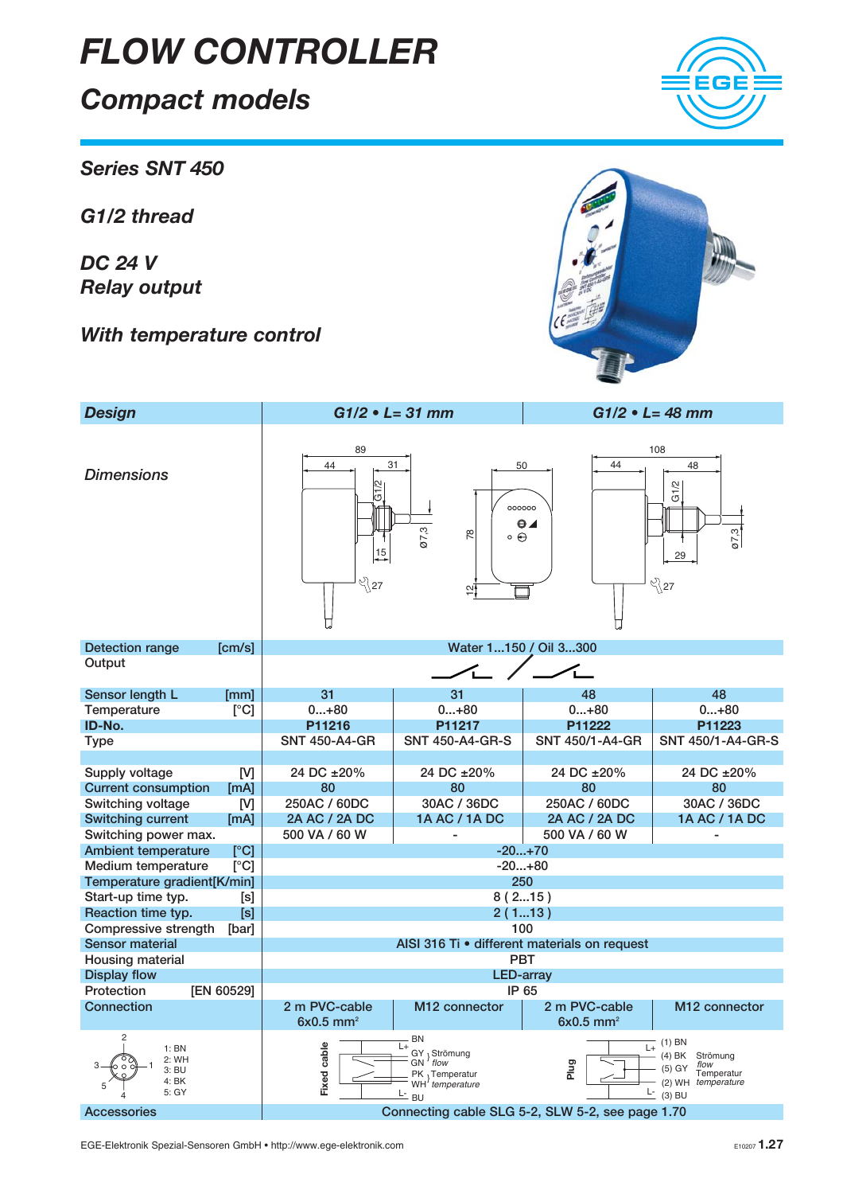# FLOW CONTROLLER

## Compact models

### Series SNT 450

### G1/2 thread

### DC 24 V
### Relay output

### With temperature control

| Design | G1/2 • L= 31 mm | | G1/2 • L= 48 mm | |
|---|---|---|---|---|
| Dimensions | | | | |
| Detection range [cm/s] | Water 1...150 / Oil 3...300 | | | |
| Output | | | | |
| Sensor length L [mm] | 31 | 31 | 48 | 48 |
| Temperature [°C] | 0...+80 | 0...+80 | 0...+80 | 0...+80 |
| ID-No. | P11216 | P11217 | P11222 | P11223 |
| Type | SNT 450-A4-GR | SNT 450-A4-GR-S | SNT 450/1-A4-GR | SNT 450/1-A4-GR-S |
| Supply voltage [V] | 24 DC ±20% | 24 DC ±20% | 24 DC ±20% | 24 DC ±20% |
| Current consumption [mA] | 80 | 80 | 80 | 80 |
| Switching voltage [V] | 250AC / 60DC | 30AC / 36DC | 250AC / 60DC | 30AC / 36DC |
| Switching current [mA] | 2A AC / 2A DC | 1A AC / 1A DC | 2A AC / 2A DC | 1A AC / 1A DC |
| Switching power max. | 500 VA / 60 W | - | 500 VA / 60 W | - |
| Ambient temperature [°C] | -20...+70 | | | |
| Medium temperature [°C] | -20...+80 | | | |
| Temperature gradient [K/min] | 250 | | | |
| Start-up time typ. [s] | 8 ( 2...15 ) | | | |
| Reaction time typ. [s] | 2 ( 1...13 ) | | | |
| Compressive strength [bar] | 100 | | | |
| Sensor material | AISI 316 Ti • different materials on request | | | |
| Housing material | PBT | | | |
| Display flow | LED-array | | | |
| Protection [EN 60529] | IP 65 | | | |
| Connection | 2 m PVC-cable 6x0.5 mm² | M12 connector | 2 m PVC-cable 6x0.5 mm² | M12 connector |
| 1: BN, 2: WH, 3: BU, 4: BK, 5: GY | Fixed cable: L+ BN; GY, GN Strömung / flow; PK, WH Temperatur / temperature; L- BU | | Plug: L+ (1) BN; (4) BK, (5) GY Strömung / flow; (2) WH Temperatur / temperature; L- (3) BU | |
| Accessories | Connecting cable SLG 5-2, SLW 5-2, see page 1.70 | | | |

EGE-Elektronik Spezial-Sensoren GmbH • http://www.ege-elektronik.com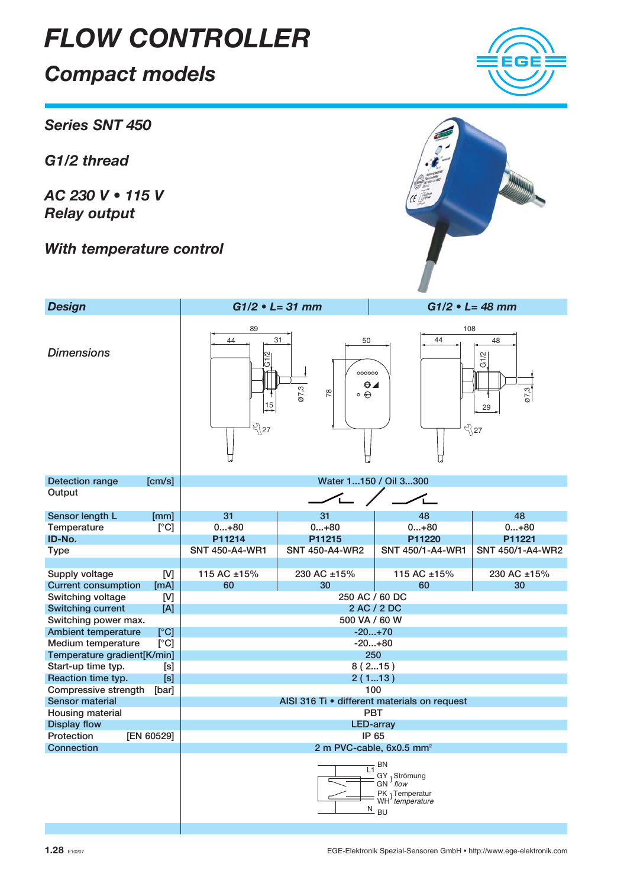# FLOW CONTROLLER

## Compact models

### Series SNT 450

### G1/2 thread

### AC 230 V • 115 V
### Relay output

### With temperature control

| Design | G1/2 • L= 31 mm | | G1/2 • L= 48 mm | |
|---|---|---|---|---|
| Dimensions | | | | |
| Detection range [cm/s] | Water 1...150 / Oil 3...300 | | | |
| Output | | | | |
| Sensor length L [mm] | 31 | 31 | 48 | 48 |
| Temperature [°C] | 0...+80 | 0...+80 | 0...+80 | 0...+80 |
| ID-No. | P11214 | P11215 | P11220 | P11221 |
| Type | SNT 450-A4-WR1 | SNT 450-A4-WR2 | SNT 450/1-A4-WR1 | SNT 450/1-A4-WR2 |
| Supply voltage [V] | 115 AC ±15% | 230 AC ±15% | 115 AC ±15% | 230 AC ±15% |
| Current consumption [mA] | 60 | 30 | 60 | 30 |
| Switching voltage [V] | 250 AC / 60 DC | | | |
| Switching current [A] | 2 AC / 2 DC | | | |
| Switching power max. | 500 VA / 60 W | | | |
| Ambient temperature [°C] | -20...+70 | | | |
| Medium temperature [°C] | -20...+80 | | | |
| Temperature gradient [K/min] | 250 | | | |
| Start-up time typ. [s] | 8 ( 2...15 ) | | | |
| Reaction time typ. [s] | 2 ( 1...13 ) | | | |
| Compressive strength [bar] | 100 | | | |
| Sensor material | AISI 316 Ti • different materials on request | | | |
| Housing material | PBT | | | |
| Display flow | LED-array | | | |
| Protection [EN 60529] | IP 65 | | | |
| Connection | 2 m PVC-cable, 6x0.5 mm² | | | |

Dimensions (L= 31 mm): 89, 44, 31, G1/2, 15, Ø7,3, 27; front view: 50, 78
Dimensions (L= 48 mm): 108, 44, 48, G1/2, 29, Ø7,3, 27

Wiring: L1 – BN; GY, GN – Strömung / *flow*; PK, WH – Temperatur / *temperature*; N – BU

EGE-Elektronik Spezial-Sensoren GmbH • http://www.ege-elektronik.com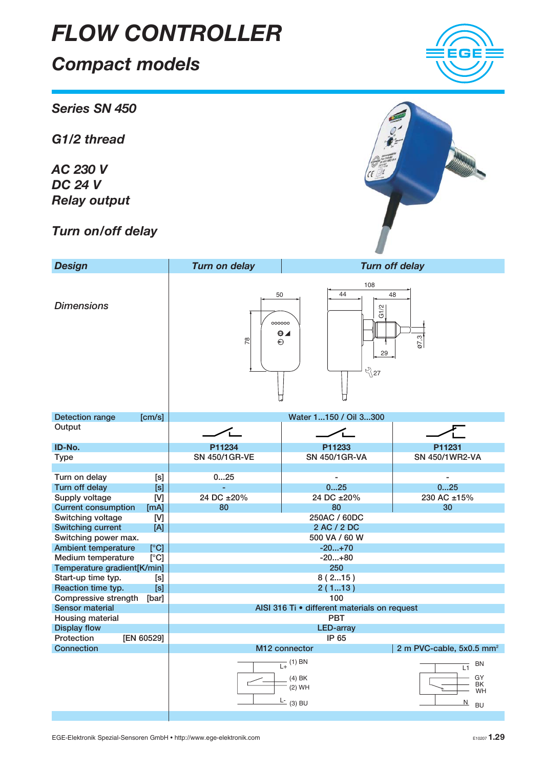# FLOW CONTROLLER

## Compact models

*Series SN 450*

*G1/2 thread*

*AC 230 V*
*DC 24 V*
*Relay output*

*Turn on/off delay*

| *Design* | *Turn on delay* | *Turn off delay* | |
|---|---|---|---|
| *Dimensions* | | | |
| Detection range [cm/s] | Water 1...150 / Oil 3...300 | | |
| Output | | | |
| ID-No. | P11234 | P11233 | P11231 |
| Type | SN 450/1GR-VE | SN 450/1GR-VA | SN 450/1WR2-VA |
| | | | |
| Turn on delay [s] | 0...25 | - | - |
| Turn off delay [s] | - | 0...25 | 0...25 |
| Supply voltage [V] | 24 DC ±20% | 24 DC ±20% | 230 AC ±15% |
| Current consumption [mA] | 80 | 80 | 30 |
| Switching voltage [V] | 250AC / 60DC | | |
| Switching current [A] | 2 AC / 2 DC | | |
| Switching power max. | 500 VA / 60 W | | |
| Ambient temperature [°C] | -20...+70 | | |
| Medium temperature [°C] | -20...+80 | | |
| Temperature gradient [K/min] | 250 | | |
| Start-up time typ. [s] | 8 ( 2...15 ) | | |
| Reaction time typ. [s] | 2 ( 1...13 ) | | |
| Compressive strength [bar] | 100 | | |
| Sensor material | AISI 316 Ti • different materials on request | | |
| Housing material | PBT | | |
| Display flow | LED-array | | |
| Protection [EN 60529] | IP 65 | | |
| Connection | M12 connector | | 2 m PVC-cable, 5x0.5 mm² |

Dimensions: 108, 50, 44, 48, 78, G1/2, 29, 27, Ø7,3

M12 connector: L+ (1) BN, (4) BK, (2) WH, L- (3) BU

Cable: L1 BN, GY, BK, WH, N BU

EGE-Elektronik Spezial-Sensoren GmbH • http://www.ege-elektronik.com